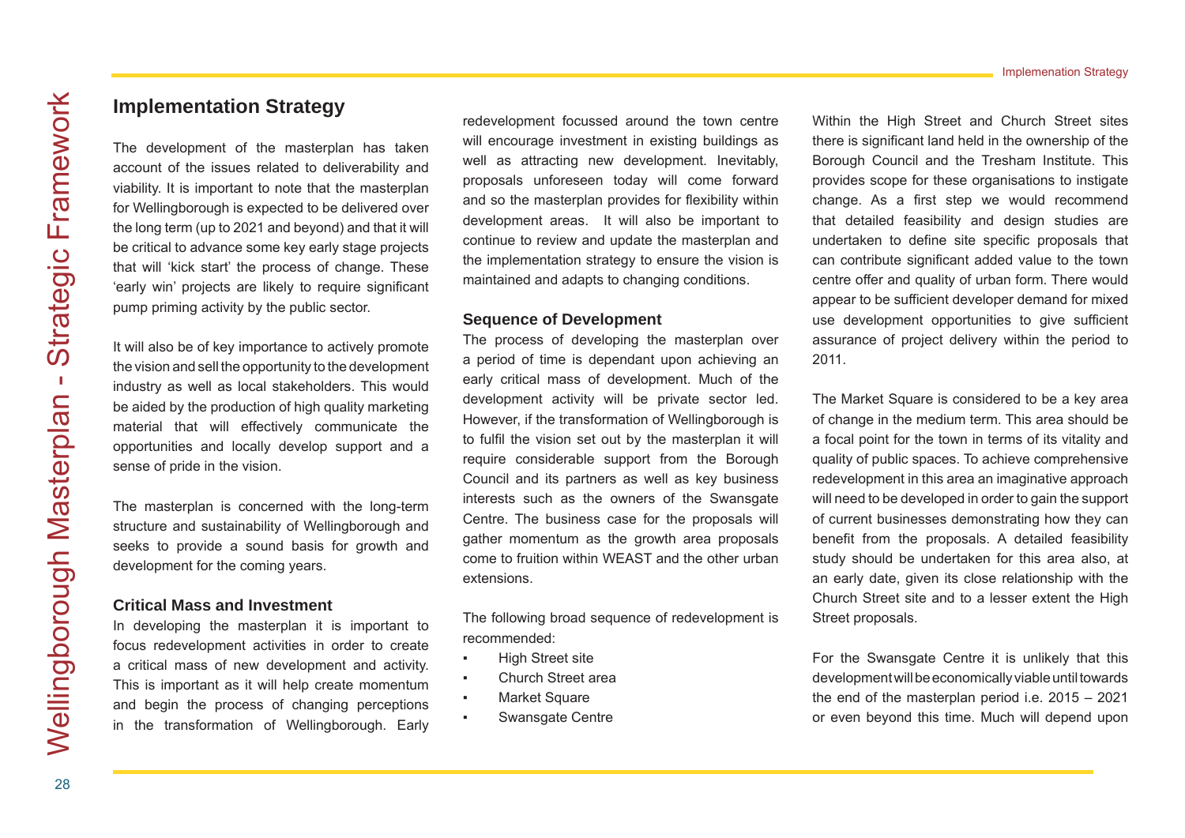## Implementation Strategy

The development of the masterplan has taken account of the issues related to deliverability and viability. It is important to note that the masterplan for Wellingborough is expected to be delivered over the long term (up to 2021 and beyond) and that it will be critical to advance some key early stage projects that will 'kick start' the process of change. These 'early win' projects are likely to require significant pump priming activity by the public sector.

It will also be of key importance to actively promote the vision and sell the opportunity to the development industry as well as local stakeholders. This would be aided by the production of high quality marketing material that will effectively communicate the opportunities and locally develop support and a sense of pride in the vision.

The masterplan is concerned with the long-term structure and sustainability of Wellingborough and seeks to provide a sound basis for growth and development for the coming years.

### Critical Mass and Investment

In developing the masterplan it is important to focus redevelopment activities in order to create a critical mass of new development and activity. This is important as it will help create momentum and begin the process of changing perceptions in the transformation of Wellingborough. Early redevelopment focussed around the town centre will encourage investment in existing buildings as well as attracting new development. Inevitably, proposals unforeseen today will come forward and so the masterplan provides for flexibility within development areas. It will also be important to continue to review and update the masterplan and the implementation strategy to ensure the vision is maintained and adapts to changing conditions.

### Sequence of Development

The process of developing the masterplan over a period of time is dependant upon achieving an early critical mass of development. Much of the development activity will be private sector led. However, if the transformation of Wellingborough is to fulfil the vision set out by the masterplan it will require considerable support from the Borough Council and its partners as well as key business interests such as the owners of the Swansgate Centre. The business case for the proposals will gather momentum as the growth area proposals come to fruition within WEAST and the other urban extensions.

The following broad sequence of redevelopment is recommended:

- High Street site
- Church Street area
- Market Square
- Swansgate Centre

Within the High Street and Church Street sites there is significant land held in the ownership of the Borough Council and the Tresham Institute. This provides scope for these organisations to instigate change. As a first step we would recommend that detailed feasibility and design studies are undertaken to define site specific proposals that can contribute significant added value to the town centre offer and quality of urban form. There would appear to be sufficient developer demand for mixed use development opportunities to give sufficient assurance of project delivery within the period to 2011.

The Market Square is considered to be a key area of change in the medium term. This area should be a focal point for the town in terms of its vitality and quality of public spaces. To achieve comprehensive redevelopment in this area an imaginative approach will need to be developed in order to gain the support of current businesses demonstrating how they can benefit from the proposals. A detailed feasibility study should be undertaken for this area also, at an early date, given its close relationship with the Church Street site and to a lesser extent the High Street proposals.

For the Swansgate Centre it is unlikely that this development will be economically viable until towards the end of the masterplan period i.e. 2015 – 2021 or even beyond this time. Much will depend upon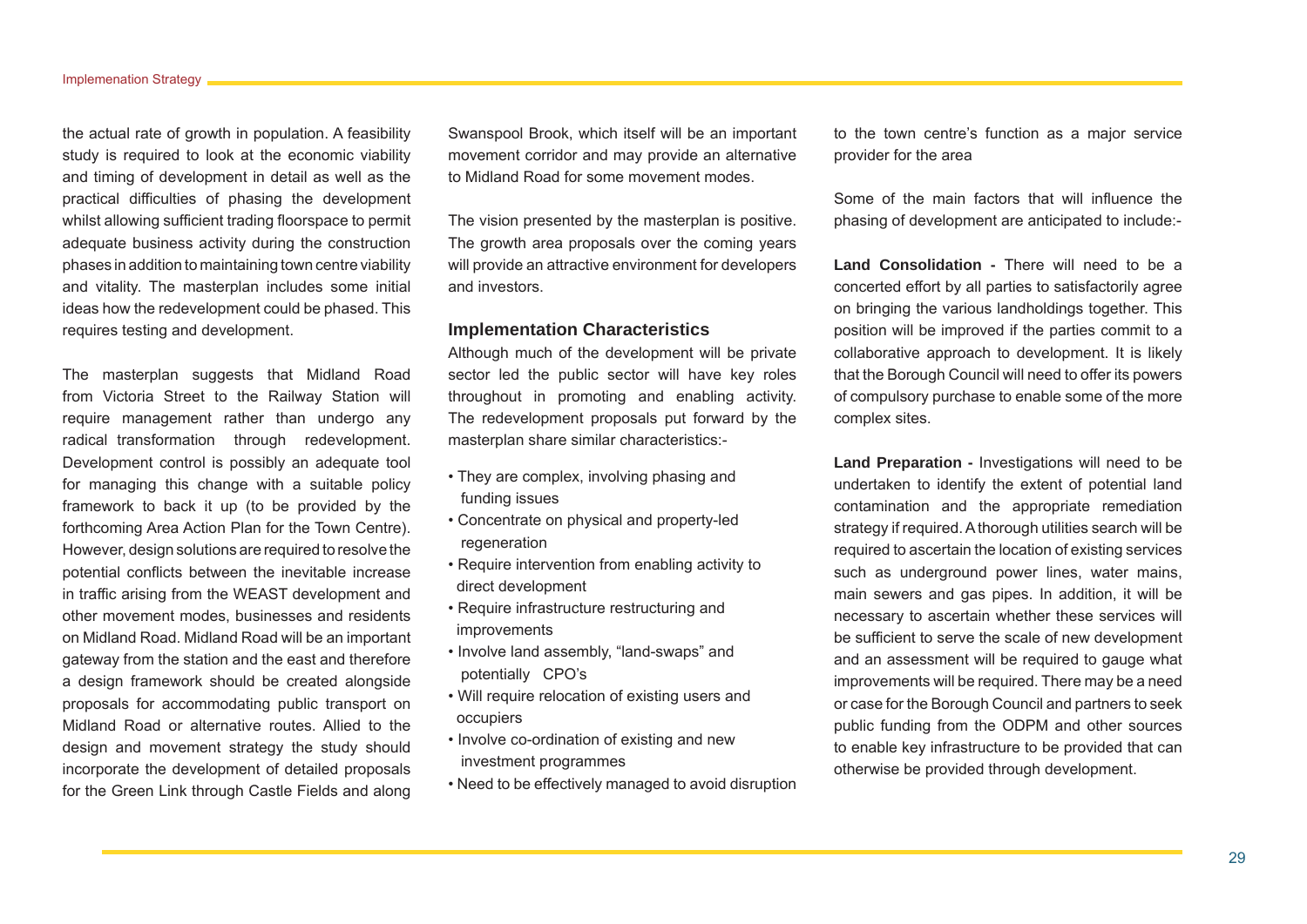the actual rate of growth in population. A feasibility study is required to look at the economic viability and timing of development in detail as well as the practical difficulties of phasing the development whilst allowing sufficient trading floorspace to permit adequate business activity during the construction phases in addition to maintaining town centre viability and vitality. The masterplan includes some initial ideas how the redevelopment could be phased. This requires testing and development.

The masterplan suggests that Midland Road from Victoria Street to the Railway Station will require management rather than undergo any radical transformation through redevelopment. Development control is possibly an adequate tool for managing this change with a suitable policy framework to back it up (to be provided by the forthcoming Area Action Plan for the Town Centre). However, design solutions are required to resolve the potential conflicts between the inevitable increase in traffic arising from the WEAST development and other movement modes, businesses and residents on Midland Road. Midland Road will be an important gateway from the station and the east and therefore a design framework should be created alongside proposals for accommodating public transport on Midland Road or alternative routes. Allied to the design and movement strategy the study should incorporate the development of detailed proposals for the Green Link through Castle Fields and along Swanspool Brook, which itself will be an important movement corridor and may provide an alternative to Midland Road for some movement modes.

The vision presented by the masterplan is positive. The growth area proposals over the coming years will provide an attractive environment for developers and investors.

### Implementation Characteristics

Although much of the development will be private sector led the public sector will have key roles throughout in promoting and enabling activity. The redevelopment proposals put forward by the masterplan share similar characteristics:-

- They are complex, involving phasing and funding issues
- Concentrate on physical and property-led regeneration
- Require intervention from enabling activity to direct development
- Require infrastructure restructuring and improvements
- Involve land assembly, "land-swaps" and potentially CPO's
- Will require relocation of existing users and occupiers
- Involve co-ordination of existing and new investment programmes
- Need to be effectively managed to avoid disruption to the town centre's function as a major service provider for the area

Some of the main factors that will influence the phasing of development are anticipated to include:-

**Land Consolidation -** There will need to be a concerted effort by all parties to satisfactorily agree on bringing the various landholdings together. This position will be improved if the parties commit to a collaborative approach to development. It is likely that the Borough Council will need to offer its powers of compulsory purchase to enable some of the more complex sites.

**Land Preparation -** Investigations will need to be undertaken to identify the extent of potential land contamination and the appropriate remediation strategy if required. A thorough utilities search will be required to ascertain the location of existing services such as underground power lines, water mains, main sewers and gas pipes. In addition, it will be necessary to ascertain whether these services will be sufficient to serve the scale of new development and an assessment will be required to gauge what improvements will be required. There may be a need or case for the Borough Council and partners to seek public funding from the ODPM and other sources to enable key infrastructure to be provided that can otherwise be provided through development.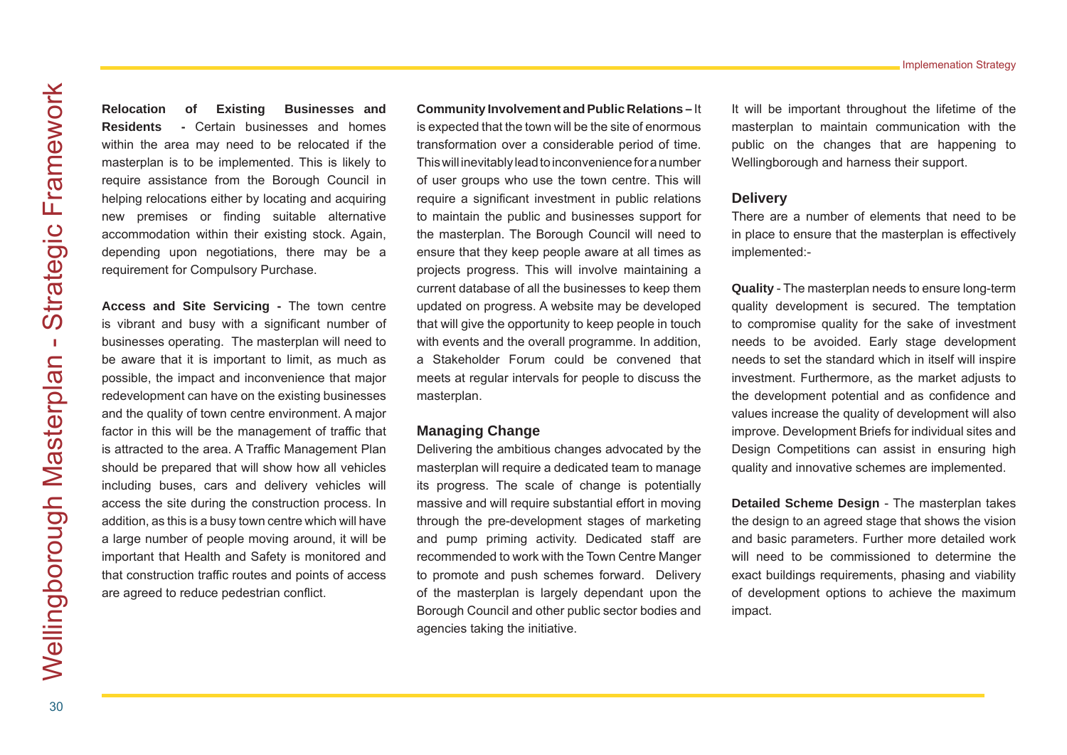**Relocation of Existing Businesses and Residents** - Certain businesses and homes within the area may need to be relocated if the masterplan is to be implemented. This is likely to require assistance from the Borough Council in helping relocations either by locating and acquiring new premises or finding suitable alternative accommodation within their existing stock. Again, depending upon negotiations, there may be a requirement for Compulsory Purchase.

**Access and Site Servicing** - The town centre is vibrant and busy with a significant number of businesses operating. The masterplan will need to be aware that it is important to limit, as much as possible, the impact and inconvenience that major redevelopment can have on the existing businesses and the quality of town centre environment. A major factor in this will be the management of traffic that is attracted to the area. A Traffic Management Plan should be prepared that will show how all vehicles including buses, cars and delivery vehicles will access the site during the construction process. In addition, as this is a busy town centre which will have a large number of people moving around, it will be important that Health and Safety is monitored and that construction traffic routes and points of access are agreed to reduce pedestrian conflict.

**Community Involvement and Public Relations** – It is expected that the town will be the site of enormous transformation over a considerable period of time. This will inevitably lead to inconvenience for a number of user groups who use the town centre. This will require a significant investment in public relations to maintain the public and businesses support for the masterplan. The Borough Council will need to ensure that they keep people aware at all times as projects progress. This will involve maintaining a current database of all the businesses to keep them updated on progress. A website may be developed that will give the opportunity to keep people in touch with events and the overall programme. In addition, a Stakeholder Forum could be convened that meets at regular intervals for people to discuss the masterplan.

## Managing Change

Delivering the ambitious changes advocated by the masterplan will require a dedicated team to manage its progress. The scale of change is potentially massive and will require substantial effort in moving through the pre-development stages of marketing and pump priming activity. Dedicated staff are recommended to work with the Town Centre Manger to promote and push schemes forward. Delivery of the masterplan is largely dependant upon the Borough Council and other public sector bodies and agencies taking the initiative.

It will be important throughout the lifetime of the masterplan to maintain communication with the public on the changes that are happening to Wellingborough and harness their support.

## Delivery

There are a number of elements that need to be in place to ensure that the masterplan is effectively implemented:-

**Quality** - The masterplan needs to ensure long-term quality development is secured. The temptation to compromise quality for the sake of investment needs to be avoided. Early stage development needs to set the standard which in itself will inspire investment. Furthermore, as the market adjusts to the development potential and as confidence and values increase the quality of development will also improve. Development Briefs for individual sites and Design Competitions can assist in ensuring high quality and innovative schemes are implemented.

**Detailed Scheme Design** - The masterplan takes the design to an agreed stage that shows the vision and basic parameters. Further more detailed work will need to be commissioned to determine the exact buildings requirements, phasing and viability of development options to achieve the maximum impact.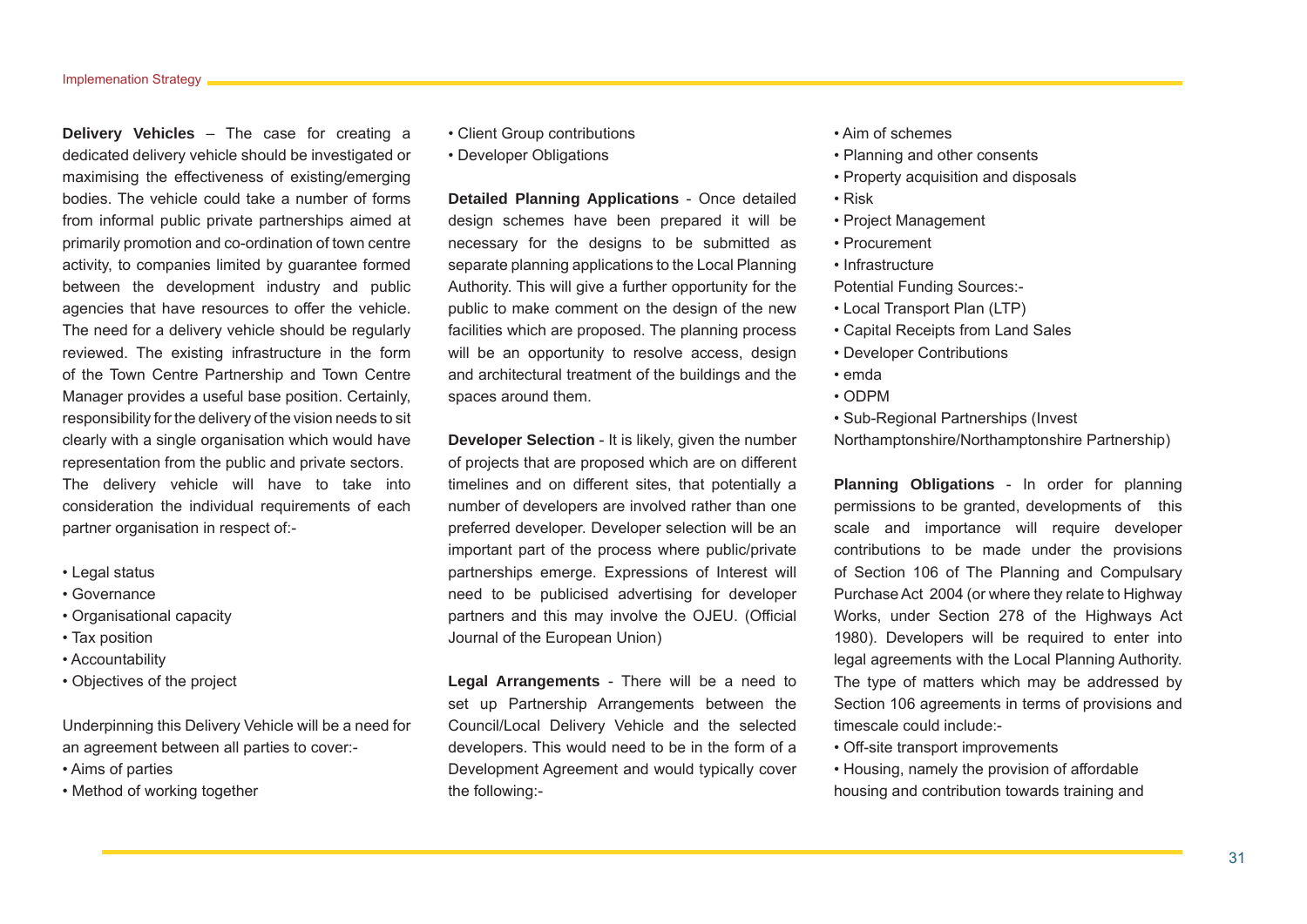**Delivery Vehicles** – The case for creating a dedicated delivery vehicle should be investigated or maximising the effectiveness of existing/emerging bodies. The vehicle could take a number of forms from informal public private partnerships aimed at primarily promotion and co-ordination of town centre activity, to companies limited by guarantee formed between the development industry and public agencies that have resources to offer the vehicle. The need for a delivery vehicle should be regularly reviewed. The existing infrastructure in the form of the Town Centre Partnership and Town Centre Manager provides a useful base position. Certainly, responsibility for the delivery of the vision needs to sit clearly with a single organisation which would have representation from the public and private sectors. The delivery vehicle will have to take into consideration the individual requirements of each partner organisation in respect of:-

- Legal status
- Governance
- Organisational capacity
- Tax position
- Accountability
- Objectives of the project

Underpinning this Delivery Vehicle will be a need for an agreement between all parties to cover:-

- Aims of parties
- Method of working together
- Client Group contributions
- Developer Obligations

**Detailed Planning Applications** - Once detailed design schemes have been prepared it will be necessary for the designs to be submitted as separate planning applications to the Local Planning Authority. This will give a further opportunity for the public to make comment on the design of the new facilities which are proposed. The planning process will be an opportunity to resolve access, design and architectural treatment of the buildings and the spaces around them.

**Developer Selection** - It is likely, given the number of projects that are proposed which are on different timelines and on different sites, that potentially a number of developers are involved rather than one preferred developer. Developer selection will be an important part of the process where public/private partnerships emerge. Expressions of Interest will need to be publicised advertising for developer partners and this may involve the OJEU. (Official Journal of the European Union)

**Legal Arrangements** - There will be a need to set up Partnership Arrangements between the Council/Local Delivery Vehicle and the selected developers. This would need to be in the form of a Development Agreement and would typically cover the following:-

- Aim of schemes
- Planning and other consents
- Property acquisition and disposals
- Risk
- Project Management
- Procurement
- Infrastructure

Potential Funding Sources:-

- Local Transport Plan (LTP)
- Capital Receipts from Land Sales
- Developer Contributions
- emda
- ODPM
- Sub-Regional Partnerships (Invest Northamptonshire/Northamptonshire Partnership)

**Planning Obligations** - In order for planning permissions to be granted, developments of this scale and importance will require developer contributions to be made under the provisions of Section 106 of The Planning and Compulsary Purchase Act 2004 (or where they relate to Highway Works, under Section 278 of the Highways Act 1980). Developers will be required to enter into legal agreements with the Local Planning Authority. The type of matters which may be addressed by Section 106 agreements in terms of provisions and timescale could include:-

- Off-site transport improvements
- Housing, namely the provision of affordable housing and contribution towards training and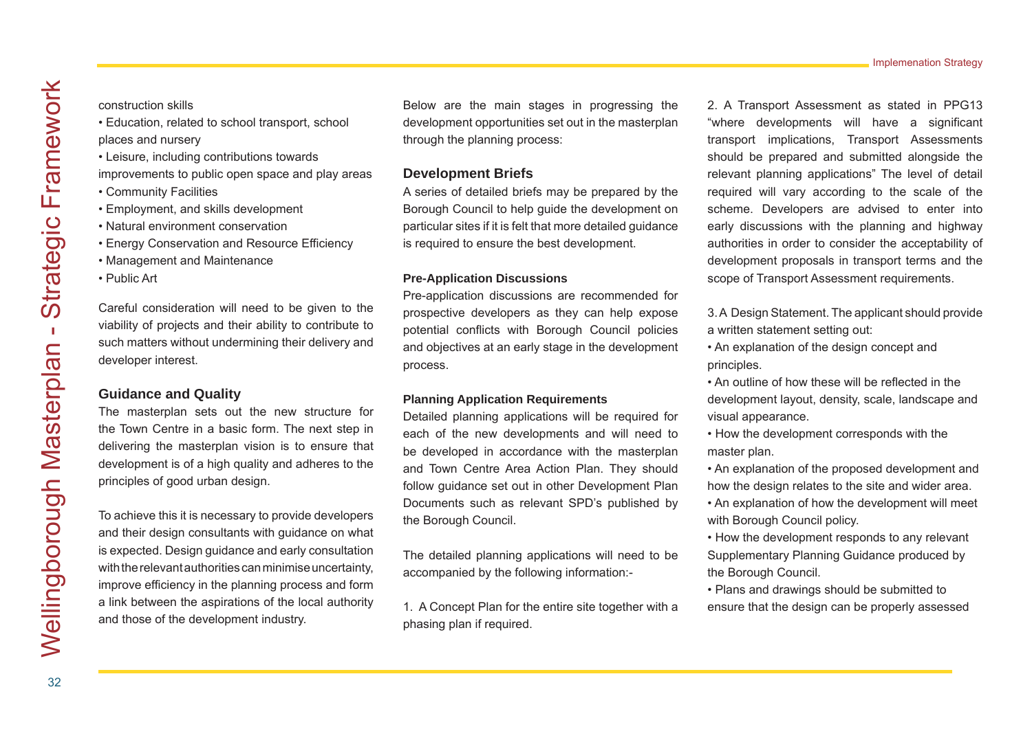construction skills

- Education, related to school transport, school places and nursery
- Leisure, including contributions towards improvements to public open space and play areas
- Community Facilities
- Employment, and skills development
- Natural environment conservation
- Energy Conservation and Resource Efficiency
- Management and Maintenance
- Public Art

Careful consideration will need to be given to the viability of projects and their ability to contribute to such matters without undermining their delivery and developer interest.

## Guidance and Quality

The masterplan sets out the new structure for the Town Centre in a basic form. The next step in delivering the masterplan vision is to ensure that development is of a high quality and adheres to the principles of good urban design.

To achieve this it is necessary to provide developers and their design consultants with guidance on what is expected. Design guidance and early consultation with the relevant authorities can minimise uncertainty, improve efficiency in the planning process and form a link between the aspirations of the local authority and those of the development industry.

Below are the main stages in progressing the development opportunities set out in the masterplan through the planning process:

## Development Briefs

A series of detailed briefs may be prepared by the Borough Council to help guide the development on particular sites if it is felt that more detailed guidance is required to ensure the best development.

### Pre-Application Discussions

Pre-application discussions are recommended for prospective developers as they can help expose potential conflicts with Borough Council policies and objectives at an early stage in the development process.

### Planning Application Requirements

Detailed planning applications will be required for each of the new developments and will need to be developed in accordance with the masterplan and Town Centre Area Action Plan. They should follow guidance set out in other Development Plan Documents such as relevant SPD's published by the Borough Council.

The detailed planning applications will need to be accompanied by the following information:-

1. A Concept Plan for the entire site together with a phasing plan if required.

2. A Transport Assessment as stated in PPG13 "where developments will have a significant transport implications, Transport Assessments should be prepared and submitted alongside the relevant planning applications" The level of detail required will vary according to the scale of the scheme. Developers are advised to enter into early discussions with the planning and highway authorities in order to consider the acceptability of development proposals in transport terms and the scope of Transport Assessment requirements.

3. A Design Statement. The applicant should provide a written statement setting out:

- An explanation of the design concept and principles.
- An outline of how these will be reflected in the development layout, density, scale, landscape and visual appearance.
- How the development corresponds with the master plan.
- An explanation of the proposed development and how the design relates to the site and wider area.
- An explanation of how the development will meet with Borough Council policy.
- How the development responds to any relevant Supplementary Planning Guidance produced by the Borough Council.
- Plans and drawings should be submitted to ensure that the design can be properly assessed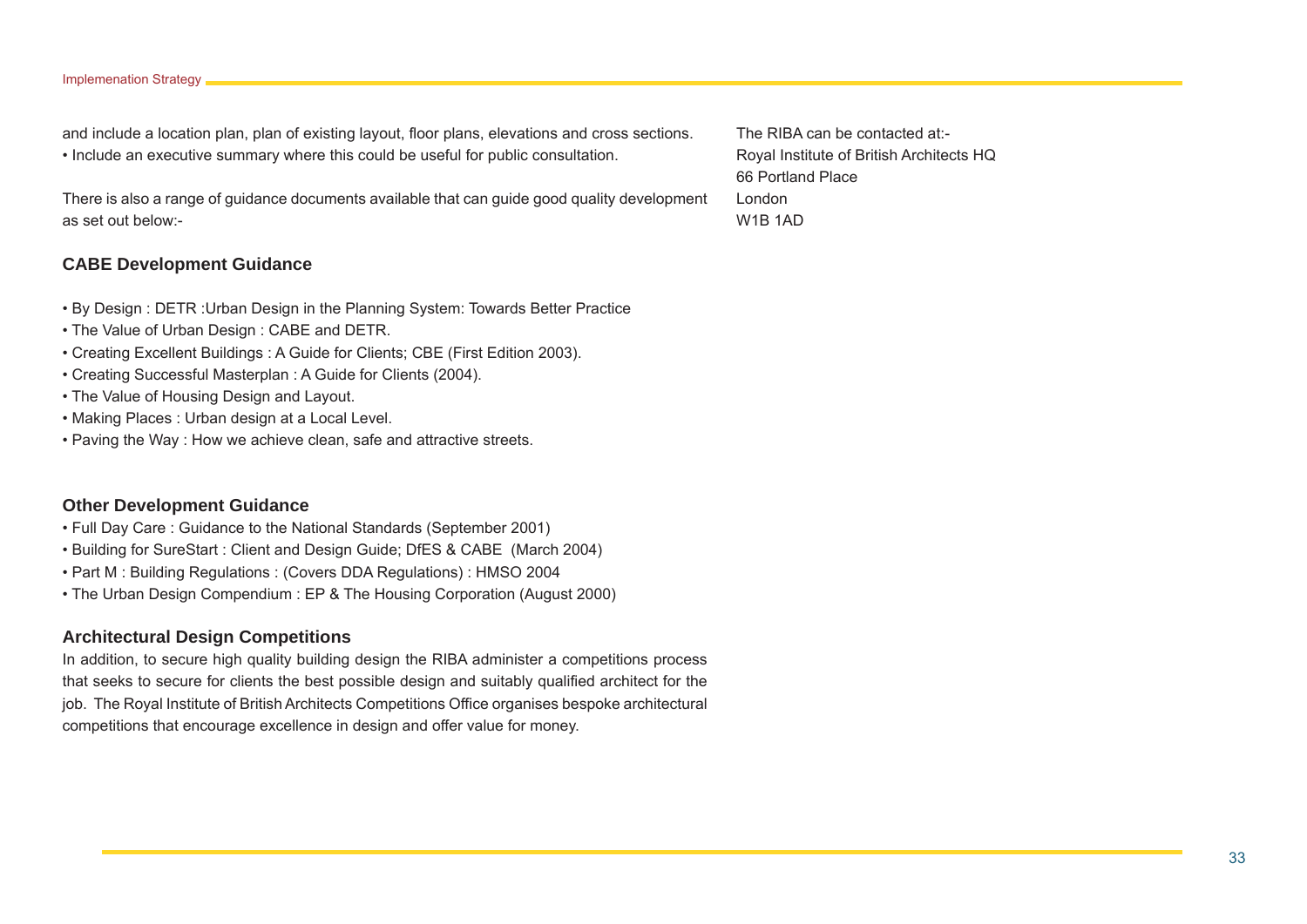and include a location plan, plan of existing layout, floor plans, elevations and cross sections.

- Include an executive summary where this could be useful for public consultation.

There is also a range of guidance documents available that can guide good quality development as set out below:-

## CABE Development Guidance

- By Design : DETR :Urban Design in the Planning System: Towards Better Practice
- The Value of Urban Design : CABE and DETR.
- Creating Excellent Buildings : A Guide for Clients; CBE (First Edition 2003).
- Creating Successful Masterplan : A Guide for Clients (2004).
- The Value of Housing Design and Layout.
- Making Places : Urban design at a Local Level.
- Paving the Way : How we achieve clean, safe and attractive streets.

## Other Development Guidance

- Full Day Care : Guidance to the National Standards (September 2001)
- Building for SureStart : Client and Design Guide; DfES & CABE (March 2004)
- Part M : Building Regulations : (Covers DDA Regulations) : HMSO 2004
- The Urban Design Compendium : EP & The Housing Corporation (August 2000)

## Architectural Design Competitions

In addition, to secure high quality building design the RIBA administer a competitions process that seeks to secure for clients the best possible design and suitably qualified architect for the job. The Royal Institute of British Architects Competitions Office organises bespoke architectural competitions that encourage excellence in design and offer value for money.

The RIBA can be contacted at:-
Royal Institute of British Architects HQ
66 Portland Place
London
W1B 1AD